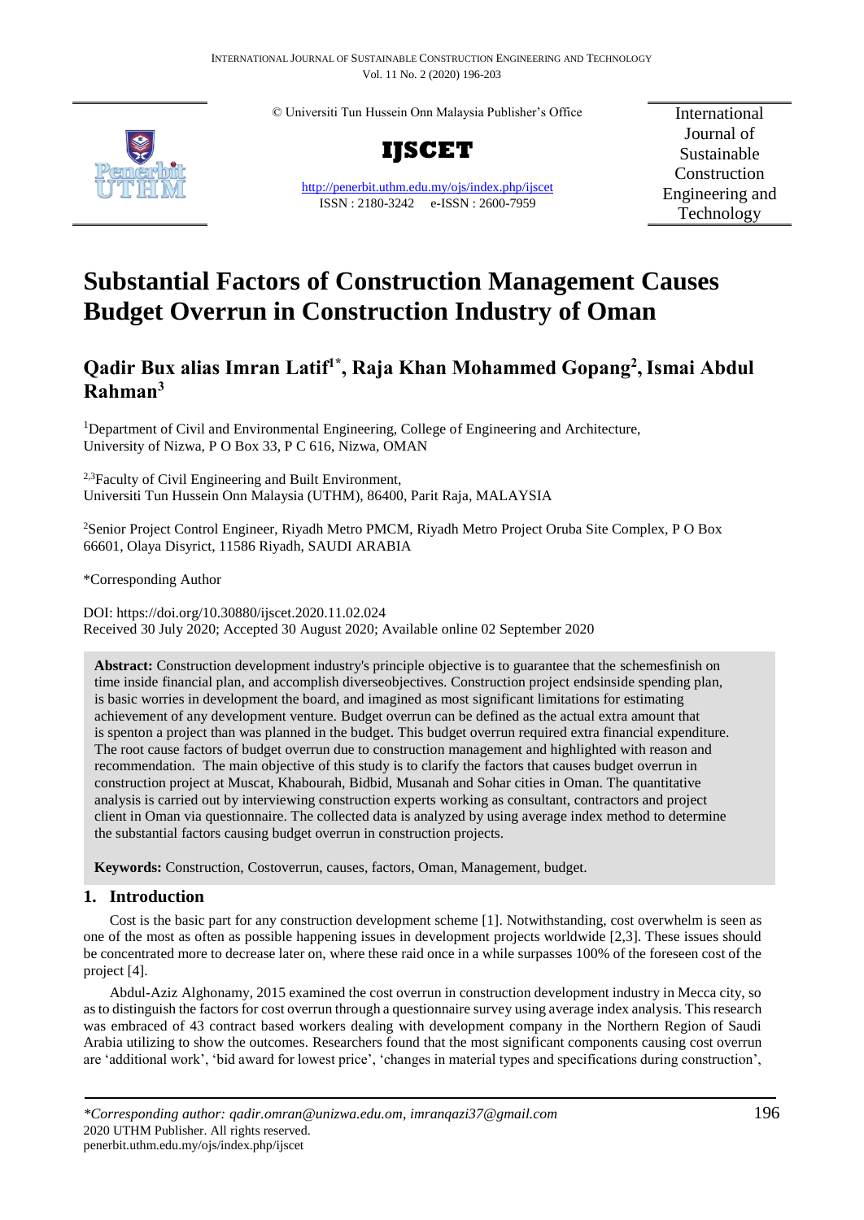© Universiti Tun Hussein Onn Malaysia Publisher's Office

**IJSCET**

http://penerbit.uthm.edu.my/ojs/index.php/ijscet
ISSN : 2180-3242 e-ISSN : 2600-7959

International Journal of Sustainable Construction Engineering and Technology

# Substantial Factors of Construction Management Causes Budget Overrun in Construction Industry of Oman

## Qadir Bux alias Imran Latif[1*], Raja Khan Mohammed Gopang[2], Ismai Abdul Rahman[3]

[1]Department of Civil and Environmental Engineering, College of Engineering and Architecture, University of Nizwa, P O Box 33, P C 616, Nizwa, OMAN

[2,3]Faculty of Civil Engineering and Built Environment, Universiti Tun Hussein Onn Malaysia (UTHM), 86400, Parit Raja, MALAYSIA

[2]Senior Project Control Engineer, Riyadh Metro PMCM, Riyadh Metro Project Oruba Site Complex, P O Box 66601, Olaya Disyrict, 11586 Riyadh, SAUDI ARABIA

*Corresponding Author

DOI: https://doi.org/10.30880/ijscet.2020.11.02.024
Received 30 July 2020; Accepted 30 August 2020; Available online 02 September 2020

**Abstract:** Construction development industry's principle objective is to guarantee that the schemesfinish on time inside financial plan, and accomplish diverseobjectives. Construction project endsinside spending plan, is basic worries in development the board, and imagined as most significant limitations for estimating achievement of any development venture. Budget overrun can be defined as the actual extra amount that is spenton a project than was planned in the budget. This budget overrun required extra financial expenditure. The root cause factors of budget overrun due to construction management and highlighted with reason and recommendation. The main objective of this study is to clarify the factors that causes budget overrun in construction project at Muscat, Khabourah, Bidbid, Musanah and Sohar cities in Oman. The quantitative analysis is carried out by interviewing construction experts working as consultant, contractors and project client in Oman via questionnaire. The collected data is analyzed by using average index method to determine the substantial factors causing budget overrun in construction projects.

**Keywords:** Construction, Costoverrun, causes, factors, Oman, Management, budget.

## 1. Introduction

Cost is the basic part for any construction development scheme [1]. Notwithstanding, cost overwhelm is seen as one of the most as often as possible happening issues in development projects worldwide [2,3]. These issues should be concentrated more to decrease later on, where these raid once in a while surpasses 100% of the foreseen cost of the project [4].

Abdul-Aziz Alghonamy, 2015 examined the cost overrun in construction development industry in Mecca city, so as to distinguish the factors for cost overrun through a questionnaire survey using average index analysis. This research was embraced of 43 contract based workers dealing with development company in the Northern Region of Saudi Arabia utilizing to show the outcomes. Researchers found that the most significant components causing cost overrun are 'additional work', 'bid award for lowest price', 'changes in material types and specifications during construction',

*\*Corresponding author: qadir.omran@unizwa.edu.om, imranqazi37@gmail.com*
2020 UTHM Publisher. All rights reserved.
penerbit.uthm.edu.my/ojs/index.php/ijscet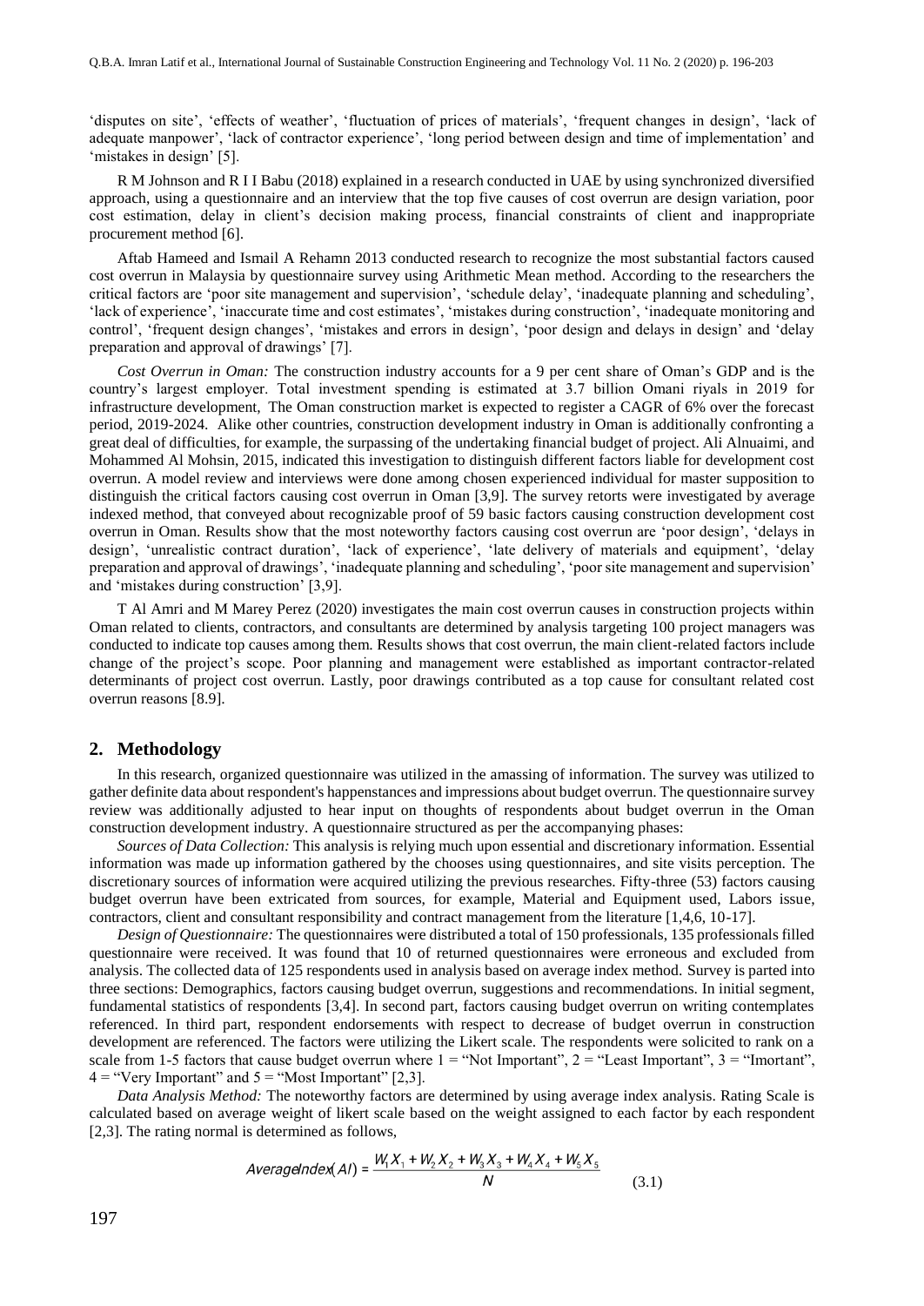'disputes on site', 'effects of weather', 'fluctuation of prices of materials', 'frequent changes in design', 'lack of adequate manpower', 'lack of contractor experience', 'long period between design and time of implementation' and 'mistakes in design' [5].

R M Johnson and R I I Babu (2018) explained in a research conducted in UAE by using synchronized diversified approach, using a questionnaire and an interview that the top five causes of cost overrun are design variation, poor cost estimation, delay in client's decision making process, financial constraints of client and inappropriate procurement method [6].

Aftab Hameed and Ismail A Rehamn 2013 conducted research to recognize the most substantial factors caused cost overrun in Malaysia by questionnaire survey using Arithmetic Mean method. According to the researchers the critical factors are 'poor site management and supervision', 'schedule delay', 'inadequate planning and scheduling', 'lack of experience', 'inaccurate time and cost estimates', 'mistakes during construction', 'inadequate monitoring and control', 'frequent design changes', 'mistakes and errors in design', 'poor design and delays in design' and 'delay preparation and approval of drawings' [7].

*Cost Overrun in Oman:* The construction industry accounts for a 9 per cent share of Oman's GDP and is the country's largest employer. Total investment spending is estimated at 3.7 billion Omani riyals in 2019 for infrastructure development, The Oman construction market is expected to register a CAGR of 6% over the forecast period, 2019-2024. Alike other countries, construction development industry in Oman is additionally confronting a great deal of difficulties, for example, the surpassing of the undertaking financial budget of project. Ali Alnuaimi, and Mohammed Al Mohsin, 2015, indicated this investigation to distinguish different factors liable for development cost overrun. A model review and interviews were done among chosen experienced individual for master supposition to distinguish the critical factors causing cost overrun in Oman [3,9]. The survey retorts were investigated by average indexed method, that conveyed about recognizable proof of 59 basic factors causing construction development cost overrun in Oman. Results show that the most noteworthy factors causing cost overrun are 'poor design', 'delays in design', 'unrealistic contract duration', 'lack of experience', 'late delivery of materials and equipment', 'delay preparation and approval of drawings', 'inadequate planning and scheduling', 'poor site management and supervision' and 'mistakes during construction' [3,9].

T Al Amri and M Marey Perez (2020) investigates the main cost overrun causes in construction projects within Oman related to clients, contractors, and consultants are determined by analysis targeting 100 project managers was conducted to indicate top causes among them. Results shows that cost overrun, the main client-related factors include change of the project's scope. Poor planning and management were established as important contractor-related determinants of project cost overrun. Lastly, poor drawings contributed as a top cause for consultant related cost overrun reasons [8.9].

## 2. Methodology

In this research, organized questionnaire was utilized in the amassing of information. The survey was utilized to gather definite data about respondent's happenstances and impressions about budget overrun. The questionnaire survey review was additionally adjusted to hear input on thoughts of respondents about budget overrun in the Oman construction development industry. A questionnaire structured as per the accompanying phases:

*Sources of Data Collection:* This analysis is relying much upon essential and discretionary information. Essential information was made up information gathered by the chooses using questionnaires, and site visits perception. The discretionary sources of information were acquired utilizing the previous researches. Fifty-three (53) factors causing budget overrun have been extricated from sources, for example, Material and Equipment used, Labors issue, contractors, client and consultant responsibility and contract management from the literature [1,4,6, 10-17].

*Design of Questionnaire:* The questionnaires were distributed a total of 150 professionals, 135 professionals filled questionnaire were received. It was found that 10 of returned questionnaires were erroneous and excluded from analysis. The collected data of 125 respondents used in analysis based on average index method. Survey is parted into three sections: Demographics, factors causing budget overrun, suggestions and recommendations. In initial segment, fundamental statistics of respondents [3,4]. In second part, factors causing budget overrun on writing contemplates referenced. In third part, respondent endorsements with respect to decrease of budget overrun in construction development are referenced. The factors were utilizing the Likert scale. The respondents were solicited to rank on a scale from 1-5 factors that cause budget overrun where 1 = "Not Important", 2 = "Least Important", 3 = "Imortant", 4 = "Very Important" and 5 = "Most Important" [2,3].

*Data Analysis Method:* The noteworthy factors are determined by using average index analysis. Rating Scale is calculated based on average weight of likert scale based on the weight assigned to each factor by each respondent [2,3]. The rating normal is determined as follows,

$$AverageIndex(AI) = \frac{W_1X_1 + W_2X_2 + W_3X_3 + W_4X_4 + W_5X_5}{N} \tag{3.1}$$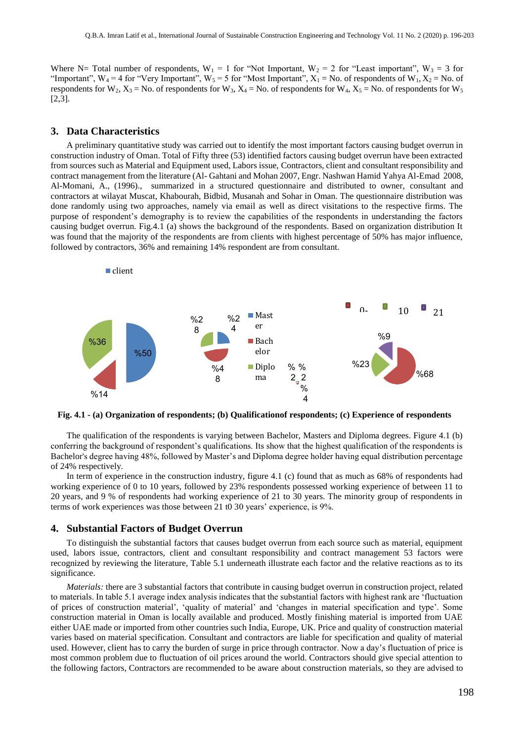Where N= Total number of respondents, $W_1$ = 1 for "Not Important, $W_2$ = 2 for "Least important", $W_3$ = 3 for "Important", $W_4$ = 4 for "Very Important", $W_5$ = 5 for "Most Important", $X_1$ = No. of respondents of $W_1$, $X_2$ = No. of respondents for $W_2$, $X_3$ = No. of respondents for $W_3$, $X_4$ = No. of respondents for $W_4$, $X_5$ = No. of respondents for $W_5$ [2,3].

## 3. Data Characteristics

A preliminary quantitative study was carried out to identify the most important factors causing budget overrun in construction industry of Oman. Total of Fifty three (53) identified factors causing budget overrun have been extracted from sources such as Material and Equipment used, Labors issue, Contractors, client and consultant responsibility and contract management from the literature (Al- Gahtani and Mohan 2007, Engr. Nashwan Hamid Yahya Al-Emad 2008, Al-Momani, A., (1996)., summarized in a structured questionnaire and distributed to owner, consultant and contractors at wilayat Muscat, Khabourah, Bidbid, Musanah and Sohar in Oman. The questionnaire distribution was done randomly using two approaches, namely via email as well as direct visitations to the respective firms. The purpose of respondent's demography is to review the capabilities of the respondents in understanding the factors causing budget overrun. Fig.4.1 (a) shows the background of the respondents. Based on organization distribution It was found that the majority of the respondents are from clients with highest percentage of 50% has major influence, followed by contractors, 36% and remaining 14% respondent are from consultant.

client

%36 %50 %14

%28 %24 %48 Master Bachelor Diploma % % 2 2 % 4

0- 10 21 %9 %23 %68

**Fig. 4.1 - (a) Organization of respondents; (b) Qualificationof respondents; (c) Experience of respondents**

The qualification of the respondents is varying between Bachelor, Masters and Diploma degrees. Figure 4.1 (b) conferring the background of respondent's qualifications. Its show that the highest qualification of the respondents is Bachelor's degree having 48%, followed by Master's and Diploma degree holder having equal distribution percentage of 24% respectively.

In term of experience in the construction industry, figure 4.1 (c) found that as much as 68% of respondents had working experience of 0 to 10 years, followed by 23% respondents possessed working experience of between 11 to 20 years, and 9 % of respondents had working experience of 21 to 30 years. The minority group of respondents in terms of work experiences was those between 21 t0 30 years' experience, is 9%.

## 4. Substantial Factors of Budget Overrun

To distinguish the substantial factors that causes budget overrun from each source such as material, equipment used, labors issue, contractors, client and consultant responsibility and contract management 53 factors were recognized by reviewing the literature, Table 5.1 underneath illustrate each factor and the relative reactions as to its significance.

*Materials:* there are 3 substantial factors that contribute in causing budget overrun in construction project, related to materials. In table 5.1 average index analysis indicates that the substantial factors with highest rank are 'fluctuation of prices of construction material', 'quality of material' and 'changes in material specification and type'. Some construction material in Oman is locally available and produced. Mostly finishing material is imported from UAE either UAE made or imported from other countries such India, Europe, UK. Price and quality of construction material varies based on material specification. Consultant and contractors are liable for specification and quality of material used. However, client has to carry the burden of surge in price through contractor. Now a day's fluctuation of price is most common problem due to fluctuation of oil prices around the world. Contractors should give special attention to the following factors, Contractors are recommended to be aware about construction materials, so they are advised to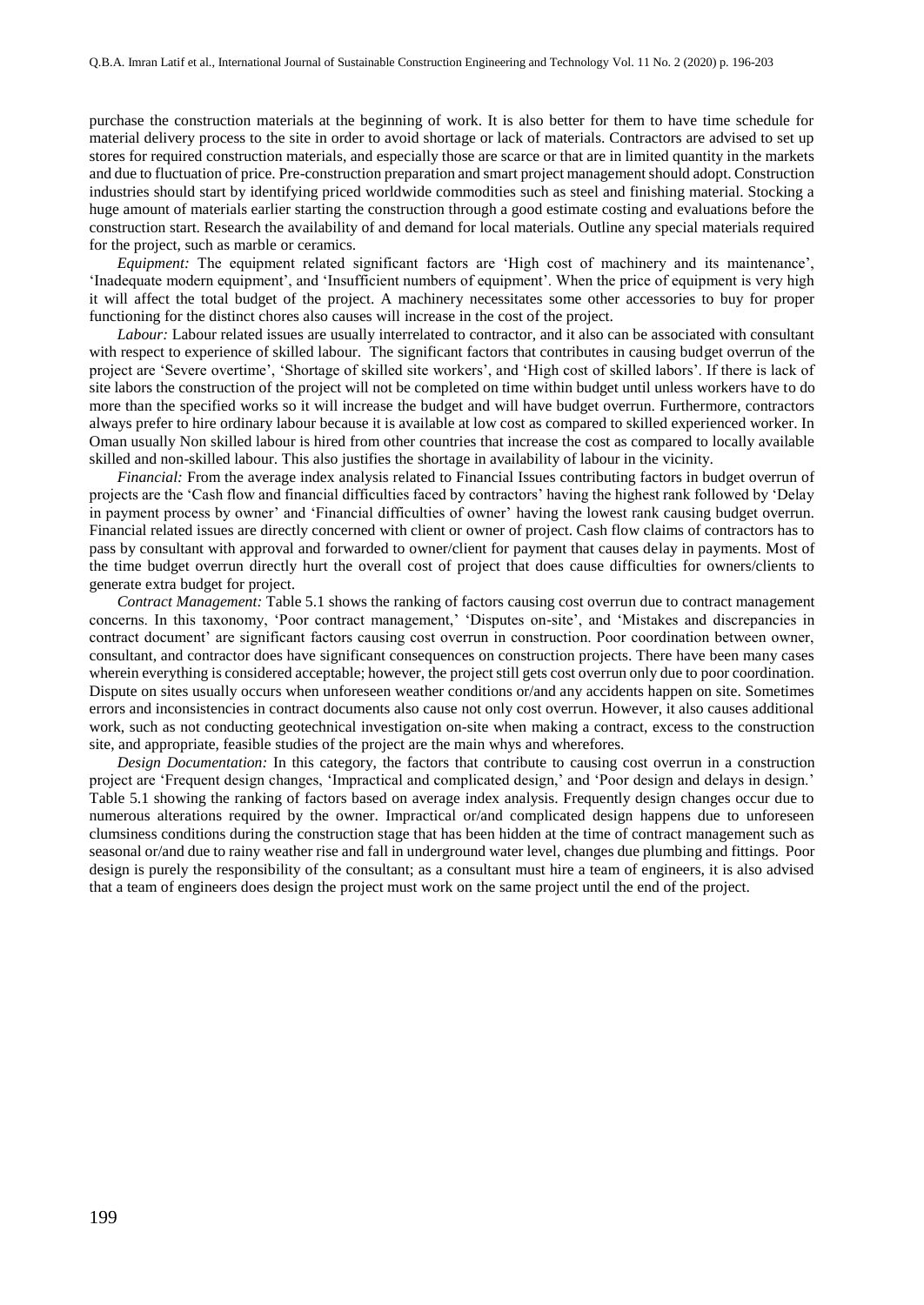purchase the construction materials at the beginning of work. It is also better for them to have time schedule for material delivery process to the site in order to avoid shortage or lack of materials. Contractors are advised to set up stores for required construction materials, and especially those are scarce or that are in limited quantity in the markets and due to fluctuation of price. Pre-construction preparation and smart project management should adopt. Construction industries should start by identifying priced worldwide commodities such as steel and finishing material. Stocking a huge amount of materials earlier starting the construction through a good estimate costing and evaluations before the construction start. Research the availability of and demand for local materials. Outline any special materials required for the project, such as marble or ceramics.

*Equipment:* The equipment related significant factors are 'High cost of machinery and its maintenance', 'Inadequate modern equipment', and 'Insufficient numbers of equipment'. When the price of equipment is very high it will affect the total budget of the project. A machinery necessitates some other accessories to buy for proper functioning for the distinct chores also causes will increase in the cost of the project.

*Labour:* Labour related issues are usually interrelated to contractor, and it also can be associated with consultant with respect to experience of skilled labour. The significant factors that contributes in causing budget overrun of the project are 'Severe overtime', 'Shortage of skilled site workers', and 'High cost of skilled labors'. If there is lack of site labors the construction of the project will not be completed on time within budget until unless workers have to do more than the specified works so it will increase the budget and will have budget overrun. Furthermore, contractors always prefer to hire ordinary labour because it is available at low cost as compared to skilled experienced worker. In Oman usually Non skilled labour is hired from other countries that increase the cost as compared to locally available skilled and non-skilled labour. This also justifies the shortage in availability of labour in the vicinity.

*Financial:* From the average index analysis related to Financial Issues contributing factors in budget overrun of projects are the 'Cash flow and financial difficulties faced by contractors' having the highest rank followed by 'Delay in payment process by owner' and 'Financial difficulties of owner' having the lowest rank causing budget overrun. Financial related issues are directly concerned with client or owner of project. Cash flow claims of contractors has to pass by consultant with approval and forwarded to owner/client for payment that causes delay in payments. Most of the time budget overrun directly hurt the overall cost of project that does cause difficulties for owners/clients to generate extra budget for project.

*Contract Management:* Table 5.1 shows the ranking of factors causing cost overrun due to contract management concerns. In this taxonomy, 'Poor contract management,' 'Disputes on-site', and 'Mistakes and discrepancies in contract document' are significant factors causing cost overrun in construction. Poor coordination between owner, consultant, and contractor does have significant consequences on construction projects. There have been many cases wherein everything is considered acceptable; however, the project still gets cost overrun only due to poor coordination. Dispute on sites usually occurs when unforeseen weather conditions or/and any accidents happen on site. Sometimes errors and inconsistencies in contract documents also cause not only cost overrun. However, it also causes additional work, such as not conducting geotechnical investigation on-site when making a contract, excess to the construction site, and appropriate, feasible studies of the project are the main whys and wherefores.

*Design Documentation:* In this category, the factors that contribute to causing cost overrun in a construction project are 'Frequent design changes, 'Impractical and complicated design,' and 'Poor design and delays in design.' Table 5.1 showing the ranking of factors based on average index analysis. Frequently design changes occur due to numerous alterations required by the owner. Impractical or/and complicated design happens due to unforeseen clumsiness conditions during the construction stage that has been hidden at the time of contract management such as seasonal or/and due to rainy weather rise and fall in underground water level, changes due plumbing and fittings. Poor design is purely the responsibility of the consultant; as a consultant must hire a team of engineers, it is also advised that a team of engineers does design the project must work on the same project until the end of the project.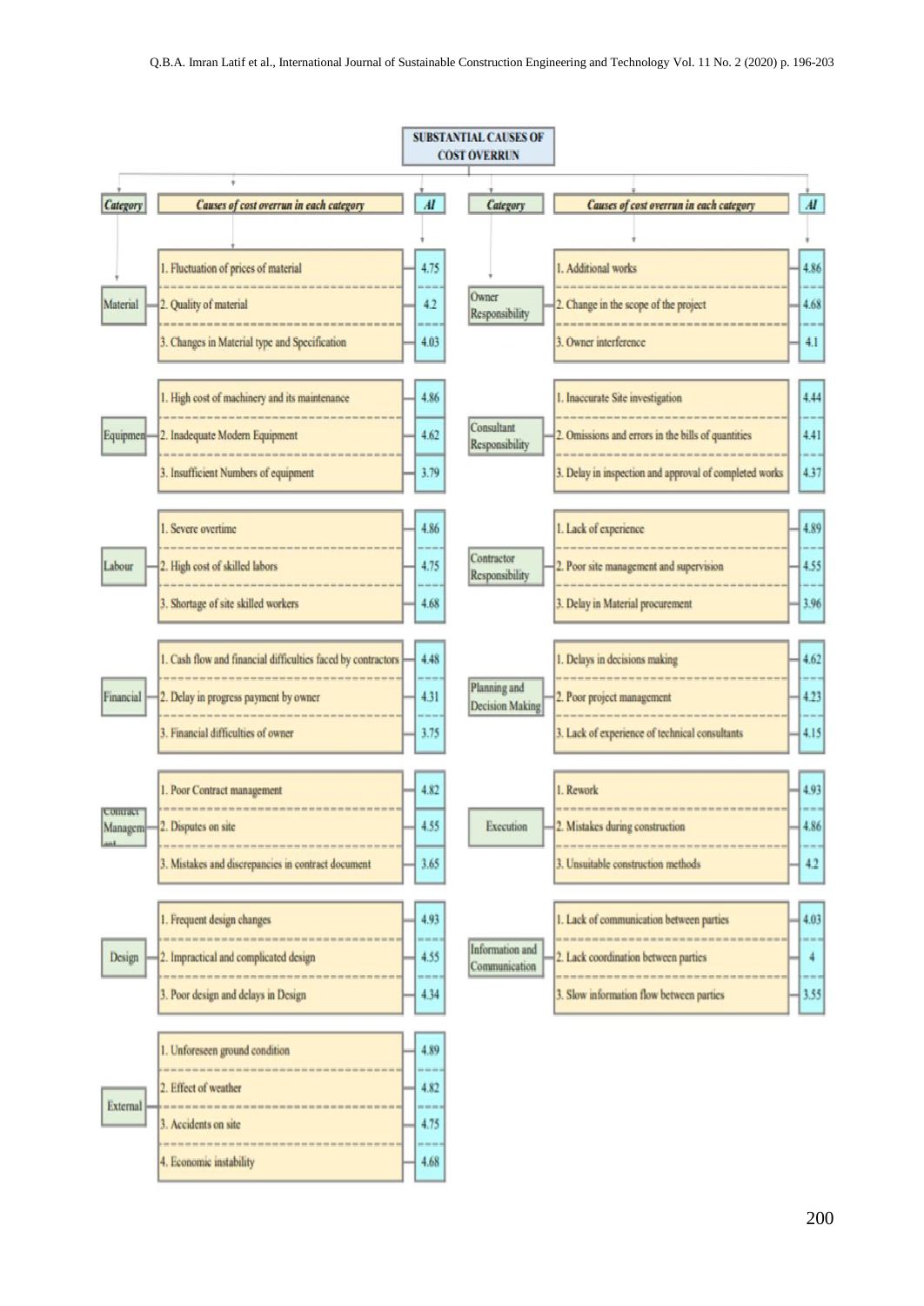**SUBSTANTIAL CAUSES OF COST OVERRUN**

| Category | Causes of cost overrun in each category | AI |
|---|---|---|
| Material | 1. Fluctuation of prices of material | 4.75 |
| | 2. Quality of material | 4.2 |
| | 3. Changes in Material type and Specification | 4.03 |
| Equipment | 1. High cost of machinery and its maintenance | 4.86 |
| | 2. Inadequate Modern Equipment | 4.62 |
| | 3. Insufficient Numbers of equipment | 3.79 |
| Labour | 1. Severe overtime | 4.86 |
| | 2. High cost of skilled labors | 4.75 |
| | 3. Shortage of site skilled workers | 4.68 |
| Financial | 1. Cash flow and financial difficulties faced by contractors | 4.48 |
| | 2. Delay in progress payment by owner | 4.31 |
| | 3. Financial difficulties of owner | 3.75 |
| Contract Management | 1. Poor Contract management | 4.82 |
| | 2. Disputes on site | 4.55 |
| | 3. Mistakes and discrepancies in contract document | 3.65 |
| Design | 1. Frequent design changes | 4.93 |
| | 2. Impractical and complicated design | 4.55 |
| | 3. Poor design and delays in Design | 4.34 |
| External | 1. Unforeseen ground condition | 4.89 |
| | 2. Effect of weather | 4.82 |
| | 3. Accidents on site | 4.75 |
| | 4. Economic instability | 4.68 |

| Category | Causes of cost overrun in each category | AI |
|---|---|---|
| Owner Responsibility | 1. Additional works | 4.86 |
| | 2. Change in the scope of the project | 4.68 |
| | 3. Owner interference | 4.1 |
| Consultant Responsibility | 1. Inaccurate Site investigation | 4.44 |
| | 2. Omissions and errors in the bills of quantities | 4.41 |
| | 3. Delay in inspection and approval of completed works | 4.37 |
| Contractor Responsibility | 1. Lack of experience | 4.89 |
| | 2. Poor site management and supervision | 4.55 |
| | 3. Delay in Material procurement | 3.96 |
| Planning and Decision Making | 1. Delays in decisions making | 4.62 |
| | 2. Poor project management | 4.23 |
| | 3. Lack of experience of technical consultants | 4.15 |
| Execution | 1. Rework | 4.93 |
| | 2. Mistakes during construction | 4.86 |
| | 3. Unsuitable construction methods | 4.2 |
| Information and Communication | 1. Lack of communication between parties | 4.03 |
| | 2. Lack coordination between parties | 4 |
| | 3. Slow information flow between parties | 3.55 |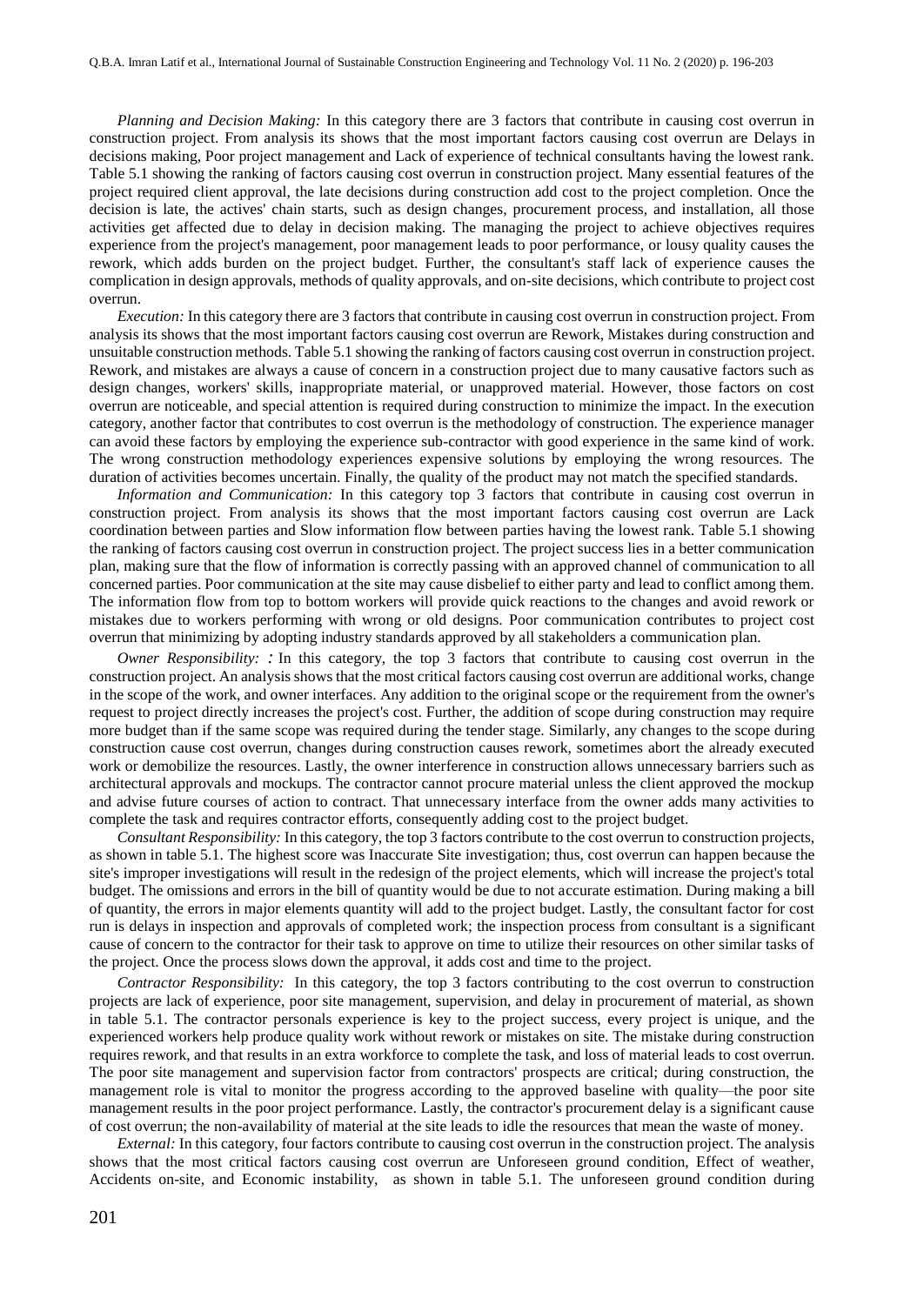*Planning and Decision Making:* In this category there are 3 factors that contribute in causing cost overrun in construction project. From analysis its shows that the most important factors causing cost overrun are Delays in decisions making, Poor project management and Lack of experience of technical consultants having the lowest rank. Table 5.1 showing the ranking of factors causing cost overrun in construction project. Many essential features of the project required client approval, the late decisions during construction add cost to the project completion. Once the decision is late, the actives' chain starts, such as design changes, procurement process, and installation, all those activities get affected due to delay in decision making. The managing the project to achieve objectives requires experience from the project's management, poor management leads to poor performance, or lousy quality causes the rework, which adds burden on the project budget. Further, the consultant's staff lack of experience causes the complication in design approvals, methods of quality approvals, and on-site decisions, which contribute to project cost overrun.

*Execution:* In this category there are 3 factors that contribute in causing cost overrun in construction project. From analysis its shows that the most important factors causing cost overrun are Rework, Mistakes during construction and unsuitable construction methods. Table 5.1 showing the ranking of factors causing cost overrun in construction project. Rework, and mistakes are always a cause of concern in a construction project due to many causative factors such as design changes, workers' skills, inappropriate material, or unapproved material. However, those factors on cost overrun are noticeable, and special attention is required during construction to minimize the impact. In the execution category, another factor that contributes to cost overrun is the methodology of construction. The experience manager can avoid these factors by employing the experience sub-contractor with good experience in the same kind of work. The wrong construction methodology experiences expensive solutions by employing the wrong resources. The duration of activities becomes uncertain. Finally, the quality of the product may not match the specified standards.

*Information and Communication:* In this category top 3 factors that contribute in causing cost overrun in construction project. From analysis its shows that the most important factors causing cost overrun are Lack coordination between parties and Slow information flow between parties having the lowest rank. Table 5.1 showing the ranking of factors causing cost overrun in construction project. The project success lies in a better communication plan, making sure that the flow of information is correctly passing with an approved channel of communication to all concerned parties. Poor communication at the site may cause disbelief to either party and lead to conflict among them. The information flow from top to bottom workers will provide quick reactions to the changes and avoid rework or mistakes due to workers performing with wrong or old designs. Poor communication contributes to project cost overrun that minimizing by adopting industry standards approved by all stakeholders a communication plan.

*Owner Responsibility: :* In this category, the top 3 factors that contribute to causing cost overrun in the construction project. An analysis shows that the most critical factors causing cost overrun are additional works, change in the scope of the work, and owner interfaces. Any addition to the original scope or the requirement from the owner's request to project directly increases the project's cost. Further, the addition of scope during construction may require more budget than if the same scope was required during the tender stage. Similarly, any changes to the scope during construction cause cost overrun, changes during construction causes rework, sometimes abort the already executed work or demobilize the resources. Lastly, the owner interference in construction allows unnecessary barriers such as architectural approvals and mockups. The contractor cannot procure material unless the client approved the mockup and advise future courses of action to contract. That unnecessary interface from the owner adds many activities to complete the task and requires contractor efforts, consequently adding cost to the project budget.

*Consultant Responsibility:* In this category, the top 3 factors contribute to the cost overrun to construction projects, as shown in table 5.1. The highest score was Inaccurate Site investigation; thus, cost overrun can happen because the site's improper investigations will result in the redesign of the project elements, which will increase the project's total budget. The omissions and errors in the bill of quantity would be due to not accurate estimation. During making a bill of quantity, the errors in major elements quantity will add to the project budget. Lastly, the consultant factor for cost run is delays in inspection and approvals of completed work; the inspection process from consultant is a significant cause of concern to the contractor for their task to approve on time to utilize their resources on other similar tasks of the project. Once the process slows down the approval, it adds cost and time to the project.

*Contractor Responsibility:* In this category, the top 3 factors contributing to the cost overrun to construction projects are lack of experience, poor site management, supervision, and delay in procurement of material, as shown in table 5.1. The contractor personals experience is key to the project success, every project is unique, and the experienced workers help produce quality work without rework or mistakes on site. The mistake during construction requires rework, and that results in an extra workforce to complete the task, and loss of material leads to cost overrun. The poor site management and supervision factor from contractors' prospects are critical; during construction, the management role is vital to monitor the progress according to the approved baseline with quality—the poor site management results in the poor project performance. Lastly, the contractor's procurement delay is a significant cause of cost overrun; the non-availability of material at the site leads to idle the resources that mean the waste of money.

*External:* In this category, four factors contribute to causing cost overrun in the construction project. The analysis shows that the most critical factors causing cost overrun are Unforeseen ground condition, Effect of weather, Accidents on-site, and Economic instability, as shown in table 5.1. The unforeseen ground condition during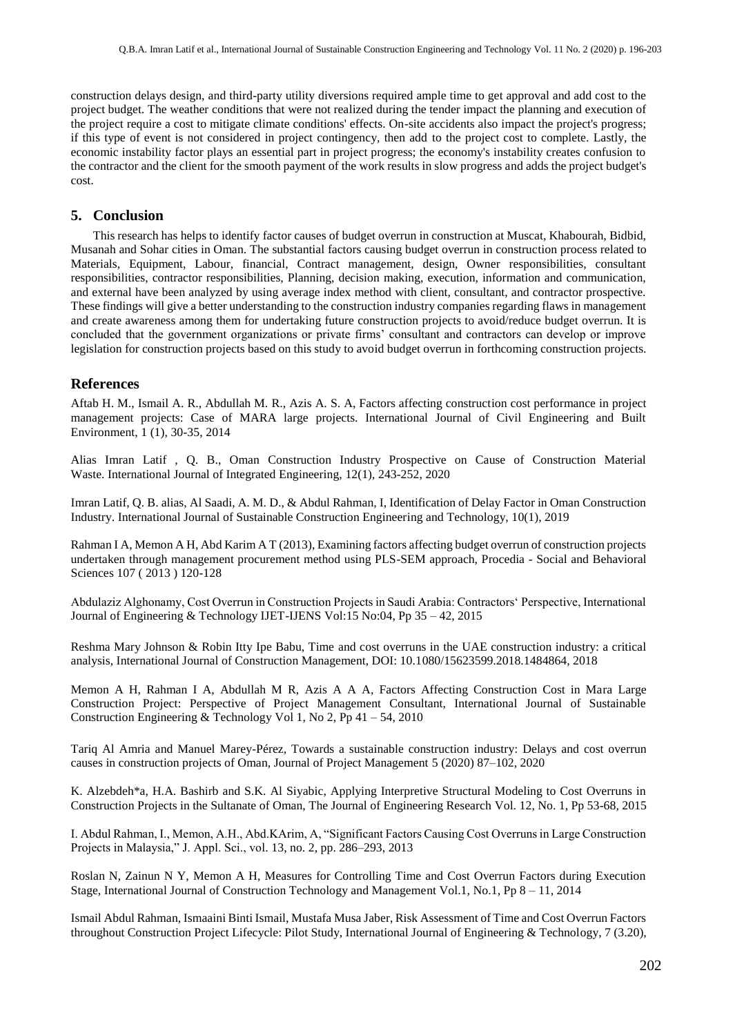construction delays design, and third-party utility diversions required ample time to get approval and add cost to the project budget. The weather conditions that were not realized during the tender impact the planning and execution of the project require a cost to mitigate climate conditions' effects. On-site accidents also impact the project's progress; if this type of event is not considered in project contingency, then add to the project cost to complete. Lastly, the economic instability factor plays an essential part in project progress; the economy's instability creates confusion to the contractor and the client for the smooth payment of the work results in slow progress and adds the project budget's cost.

## 5. Conclusion

This research has helps to identify factor causes of budget overrun in construction at Muscat, Khabourah, Bidbid, Musanah and Sohar cities in Oman. The substantial factors causing budget overrun in construction process related to Materials, Equipment, Labour, financial, Contract management, design, Owner responsibilities, consultant responsibilities, contractor responsibilities, Planning, decision making, execution, information and communication, and external have been analyzed by using average index method with client, consultant, and contractor prospective. These findings will give a better understanding to the construction industry companies regarding flaws in management and create awareness among them for undertaking future construction projects to avoid/reduce budget overrun. It is concluded that the government organizations or private firms' consultant and contractors can develop or improve legislation for construction projects based on this study to avoid budget overrun in forthcoming construction projects.

## References

Aftab H. M., Ismail A. R., Abdullah M. R., Azis A. S. A, Factors affecting construction cost performance in project management projects: Case of MARA large projects. International Journal of Civil Engineering and Built Environment, 1 (1), 30-35, 2014

Alias Imran Latif , Q. B., Oman Construction Industry Prospective on Cause of Construction Material Waste. International Journal of Integrated Engineering, 12(1), 243-252, 2020

Imran Latif, Q. B. alias, Al Saadi, A. M. D., & Abdul Rahman, I, Identification of Delay Factor in Oman Construction Industry. International Journal of Sustainable Construction Engineering and Technology, 10(1), 2019

Rahman I A, Memon A H, Abd Karim A T (2013), Examining factors affecting budget overrun of construction projects undertaken through management procurement method using PLS-SEM approach, Procedia - Social and Behavioral Sciences 107 ( 2013 ) 120-128

Abdulaziz Alghonamy, Cost Overrun in Construction Projects in Saudi Arabia: Contractors' Perspective, International Journal of Engineering & Technology IJET-IJENS Vol:15 No:04, Pp 35 – 42, 2015

Reshma Mary Johnson & Robin Itty Ipe Babu, Time and cost overruns in the UAE construction industry: a critical analysis, International Journal of Construction Management, DOI: 10.1080/15623599.2018.1484864, 2018

Memon A H, Rahman I A, Abdullah M R, Azis A A A, Factors Affecting Construction Cost in Mara Large Construction Project: Perspective of Project Management Consultant, International Journal of Sustainable Construction Engineering & Technology Vol 1, No 2, Pp 41 – 54, 2010

Tariq Al Amria and Manuel Marey-Pérez, Towards a sustainable construction industry: Delays and cost overrun causes in construction projects of Oman, Journal of Project Management 5 (2020) 87–102, 2020

K. Alzebdeh*a, H.A. Bashirb and S.K. Al Siyabic, Applying Interpretive Structural Modeling to Cost Overruns in Construction Projects in the Sultanate of Oman, The Journal of Engineering Research Vol. 12, No. 1, Pp 53-68, 2015

I. Abdul Rahman, I., Memon, A.H., Abd.KArim, A, "Significant Factors Causing Cost Overruns in Large Construction Projects in Malaysia," J. Appl. Sci., vol. 13, no. 2, pp. 286–293, 2013

Roslan N, Zainun N Y, Memon A H, Measures for Controlling Time and Cost Overrun Factors during Execution Stage, International Journal of Construction Technology and Management Vol.1, No.1, Pp 8 – 11, 2014

Ismail Abdul Rahman, Ismaaini Binti Ismail, Mustafa Musa Jaber, Risk Assessment of Time and Cost Overrun Factors throughout Construction Project Lifecycle: Pilot Study, International Journal of Engineering & Technology, 7 (3.20),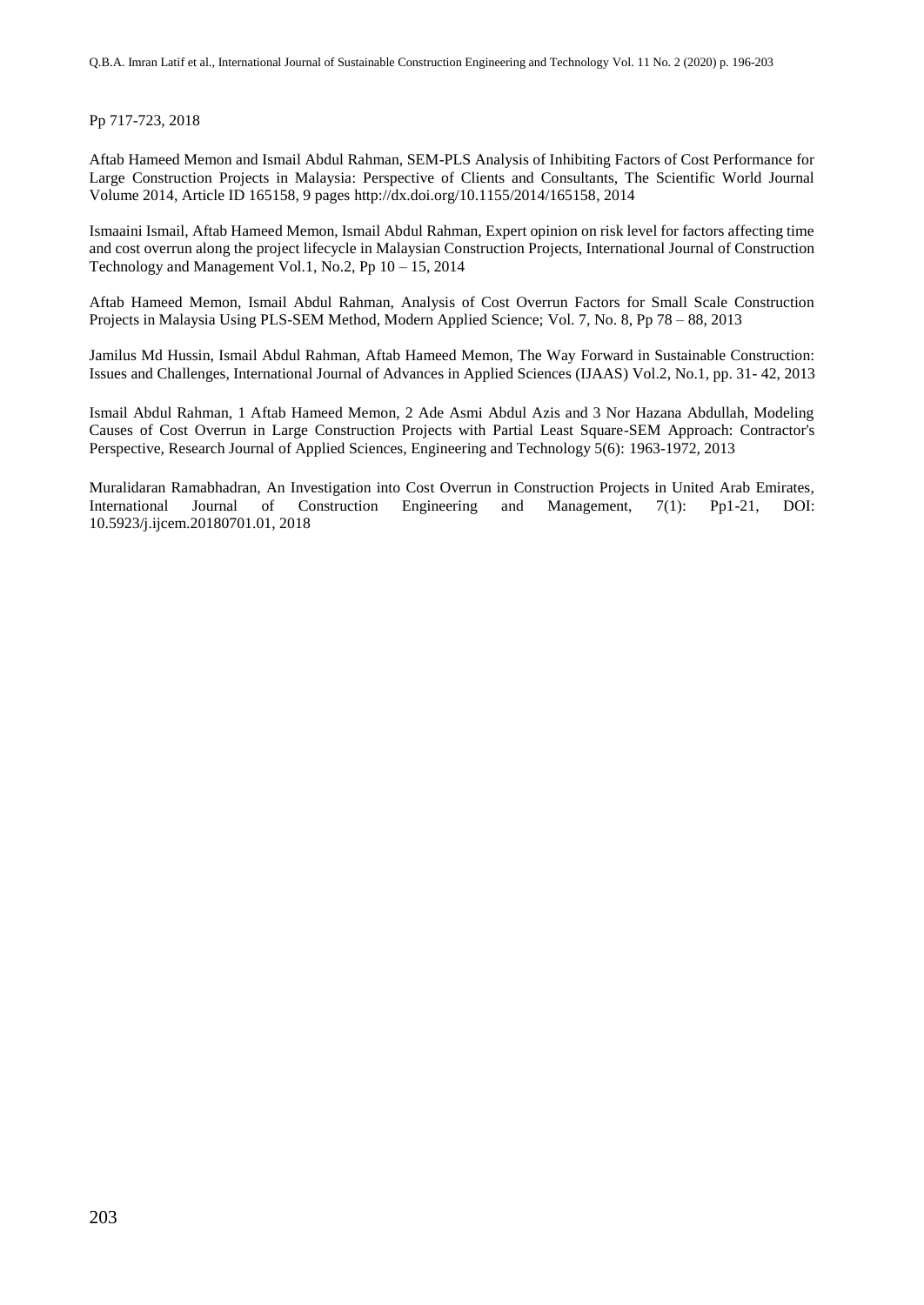Pp 717-723, 2018

Aftab Hameed Memon and Ismail Abdul Rahman, SEM-PLS Analysis of Inhibiting Factors of Cost Performance for Large Construction Projects in Malaysia: Perspective of Clients and Consultants, The Scientific World Journal Volume 2014, Article ID 165158, 9 pages http://dx.doi.org/10.1155/2014/165158, 2014

Ismaaini Ismail, Aftab Hameed Memon, Ismail Abdul Rahman, Expert opinion on risk level for factors affecting time and cost overrun along the project lifecycle in Malaysian Construction Projects, International Journal of Construction Technology and Management Vol.1, No.2, Pp 10 – 15, 2014

Aftab Hameed Memon, Ismail Abdul Rahman, Analysis of Cost Overrun Factors for Small Scale Construction Projects in Malaysia Using PLS-SEM Method, Modern Applied Science; Vol. 7, No. 8, Pp 78 – 88, 2013

Jamilus Md Hussin, Ismail Abdul Rahman, Aftab Hameed Memon, The Way Forward in Sustainable Construction: Issues and Challenges, International Journal of Advances in Applied Sciences (IJAAS) Vol.2, No.1, pp. 31- 42, 2013

Ismail Abdul Rahman, 1 Aftab Hameed Memon, 2 Ade Asmi Abdul Azis and 3 Nor Hazana Abdullah, Modeling Causes of Cost Overrun in Large Construction Projects with Partial Least Square-SEM Approach: Contractor's Perspective, Research Journal of Applied Sciences, Engineering and Technology 5(6): 1963-1972, 2013

Muralidaran Ramabhadran, An Investigation into Cost Overrun in Construction Projects in United Arab Emirates, International Journal of Construction Engineering and Management, 7(1): Pp1-21, DOI: 10.5923/j.ijcem.20180701.01, 2018